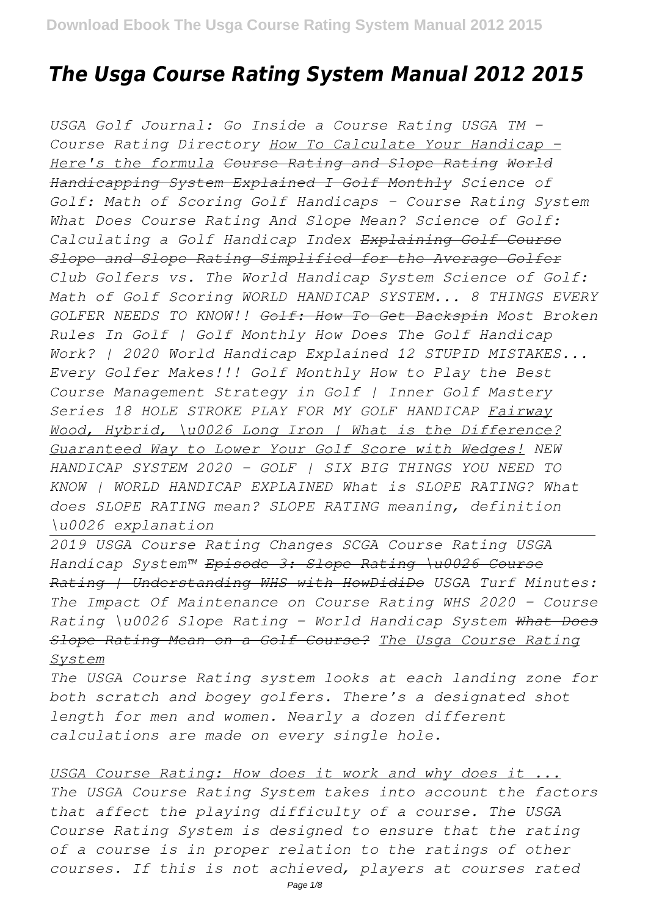# The Usga Course Rating System Manual 2012 2015

*USGA Golf Journal: Go Inside a Course Rating USGA TM - Course Rating Directory How To Calculate Your Handicap - Here's the formula Course Rating and Slope Rating World Handicapping System Explained I Golf Monthly Science of Golf: Math of Scoring Golf Handicaps - Course Rating System What Does Course Rating And Slope Mean? Science of Golf: Calculating a Golf Handicap Index Explaining Golf Course Slope and Slope Rating Simplified for the Average Golfer Club Golfers vs. The World Handicap System Science of Golf: Math of Golf Scoring WORLD HANDICAP SYSTEM... 8 THINGS EVERY GOLFER NEEDS TO KNOW!! Golf: How To Get Backspin Most Broken Rules In Golf | Golf Monthly How Does The Golf Handicap Work? | 2020 World Handicap Explained 12 STUPID MISTAKES... Every Golfer Makes!!! Golf Monthly How to Play the Best Course Management Strategy in Golf | Inner Golf Mastery Series 18 HOLE STROKE PLAY FOR MY GOLF HANDICAP Fairway Wood, Hybrid, \u0026 Long Iron | What is the Difference? Guaranteed Way to Lower Your Golf Score with Wedges! NEW HANDICAP SYSTEM 2020 - GOLF | SIX BIG THINGS YOU NEED TO KNOW | WORLD HANDICAP EXPLAINED What is SLOPE RATING? What does SLOPE RATING mean? SLOPE RATING meaning, definition \u0026 explanation*

---

*2019 USGA Course Rating Changes SCGA Course Rating USGA Handicap System™ Episode 3: Slope Rating \u0026 Course Rating | Understanding WHS with HowDidiDo USGA Turf Minutes: The Impact Of Maintenance on Course Rating WHS 2020 - Course Rating \u0026 Slope Rating - World Handicap System What Does Slope Rating Mean on a Golf Course? The Usga Course Rating System*

*The USGA Course Rating system looks at each landing zone for both scratch and bogey golfers. There's a designated shot length for men and women. Nearly a dozen different calculations are made on every single hole.*

*USGA Course Rating: How does it work and why does it ...*

*The USGA Course Rating System takes into account the factors that affect the playing difficulty of a course. The USGA Course Rating System is designed to ensure that the rating of a course is in proper relation to the ratings of other courses. If this is not achieved, players at courses rated*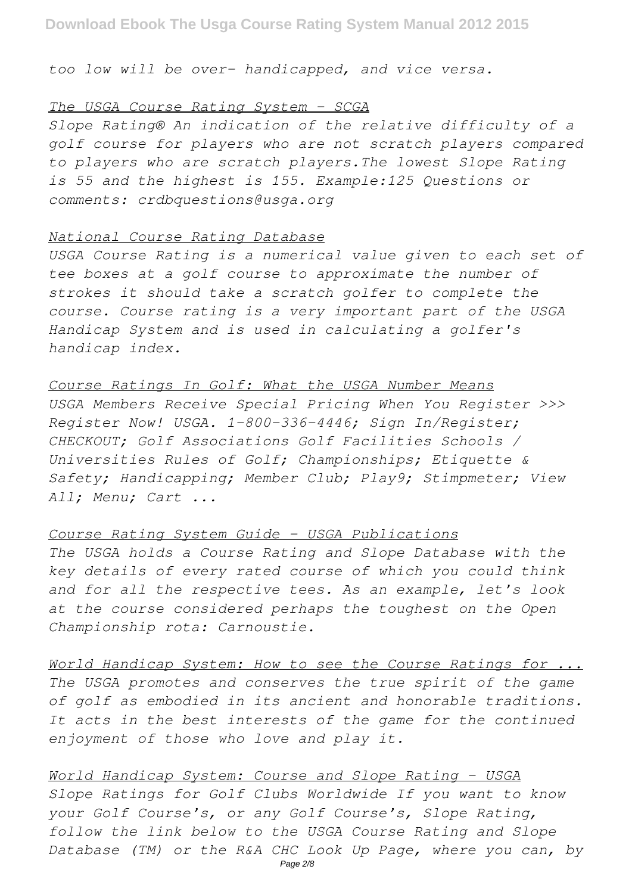*too low will be over- handicapped, and vice versa.*

## The USGA Course Rating System - SCGA

*Slope Rating® An indication of the relative difficulty of a golf course for players who are not scratch players compared to players who are scratch players.The lowest Slope Rating is 55 and the highest is 155. Example:125 Questions or comments: crdbquestions@usga.org*

## National Course Rating Database

*USGA Course Rating is a numerical value given to each set of tee boxes at a golf course to approximate the number of strokes it should take a scratch golfer to complete the course. Course rating is a very important part of the USGA Handicap System and is used in calculating a golfer's handicap index.*

## Course Ratings In Golf: What the USGA Number Means

*USGA Members Receive Special Pricing When You Register >>> Register Now! USGA. 1-800-336-4446; Sign In/Register; CHECKOUT; Golf Associations Golf Facilities Schools / Universities Rules of Golf; Championships; Etiquette & Safety; Handicapping; Member Club; Play9; Stimpmeter; View All; Menu; Cart ...*

## Course Rating System Guide - USGA Publications

*The USGA holds a Course Rating and Slope Database with the key details of every rated course of which you could think and for all the respective tees. As an example, let's look at the course considered perhaps the toughest on the Open Championship rota: Carnoustie.*

## World Handicap System: How to see the Course Ratings for ...

*The USGA promotes and conserves the true spirit of the game of golf as embodied in its ancient and honorable traditions. It acts in the best interests of the game for the continued enjoyment of those who love and play it.*

## World Handicap System: Course and Slope Rating - USGA

*Slope Ratings for Golf Clubs Worldwide If you want to know your Golf Course's, or any Golf Course's, Slope Rating, follow the link below to the USGA Course Rating and Slope Database (TM) or the R&A CHC Look Up Page, where you can, by*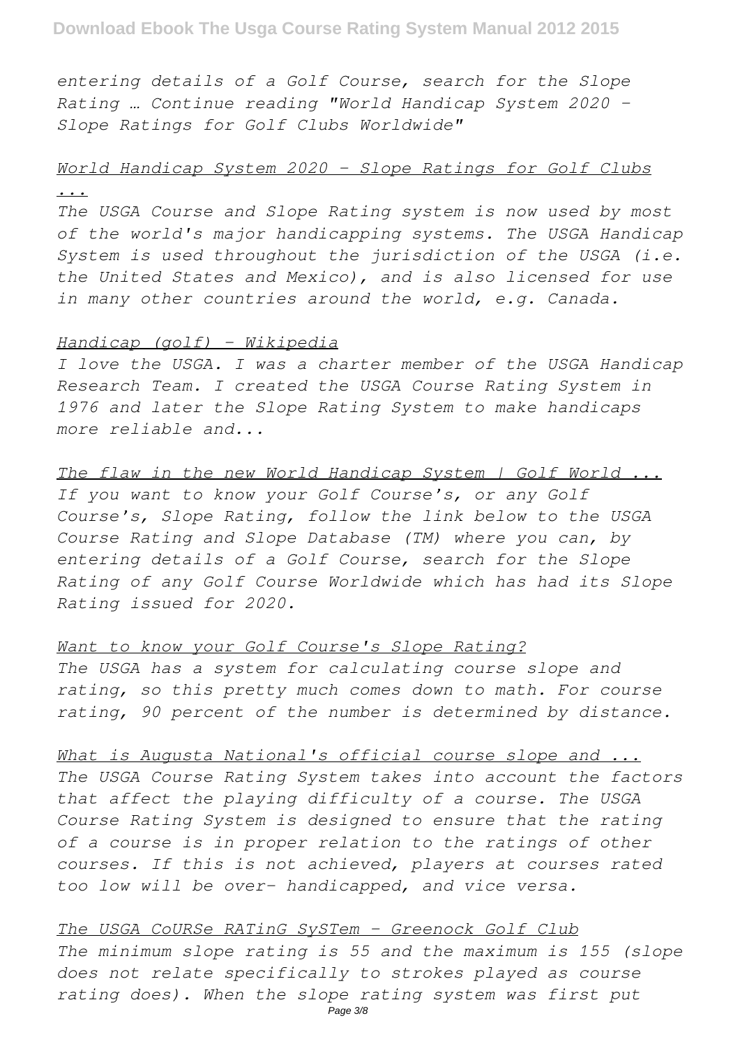*entering details of a Golf Course, search for the Slope Rating … Continue reading "World Handicap System 2020 – Slope Ratings for Golf Clubs Worldwide"*

*World Handicap System 2020 – Slope Ratings for Golf Clubs ...*

*The USGA Course and Slope Rating system is now used by most of the world's major handicapping systems. The USGA Handicap System is used throughout the jurisdiction of the USGA (i.e. the United States and Mexico), and is also licensed for use in many other countries around the world, e.g. Canada.*

*Handicap (golf) - Wikipedia*

*I love the USGA. I was a charter member of the USGA Handicap Research Team. I created the USGA Course Rating System in 1976 and later the Slope Rating System to make handicaps more reliable and...*

*The flaw in the new World Handicap System | Golf World ...*

*If you want to know your Golf Course's, or any Golf Course's, Slope Rating, follow the link below to the USGA Course Rating and Slope Database (TM) where you can, by entering details of a Golf Course, search for the Slope Rating of any Golf Course Worldwide which has had its Slope Rating issued for 2020.*

*Want to know your Golf Course's Slope Rating?*

*The USGA has a system for calculating course slope and rating, so this pretty much comes down to math. For course rating, 90 percent of the number is determined by distance.*

*What is Augusta National's official course slope and ...*

*The USGA Course Rating System takes into account the factors that affect the playing difficulty of a course. The USGA Course Rating System is designed to ensure that the rating of a course is in proper relation to the ratings of other courses. If this is not achieved, players at courses rated too low will be over- handicapped, and vice versa.*

*The USGA CoURSe RATinG SySTem - Greenock Golf Club*

*The minimum slope rating is 55 and the maximum is 155 (slope does not relate specifically to strokes played as course rating does). When the slope rating system was first put*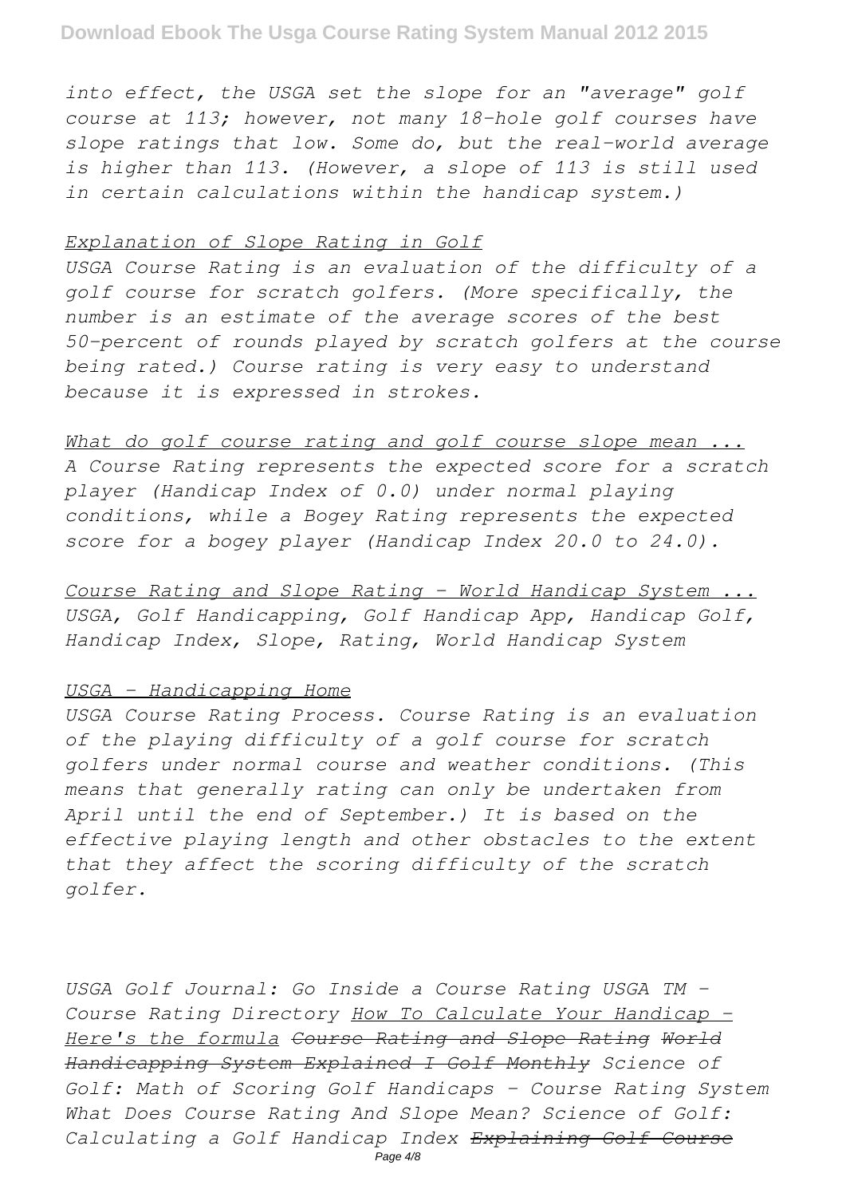*into effect, the USGA set the slope for an "average" golf course at 113; however, not many 18-hole golf courses have slope ratings that low. Some do, but the real-world average is higher than 113. (However, a slope of 113 is still used in certain calculations within the handicap system.)*

*Explanation of Slope Rating in Golf*

*USGA Course Rating is an evaluation of the difficulty of a golf course for scratch golfers. (More specifically, the number is an estimate of the average scores of the best 50-percent of rounds played by scratch golfers at the course being rated.) Course rating is very easy to understand because it is expressed in strokes.*

*What do golf course rating and golf course slope mean ...*

*A Course Rating represents the expected score for a scratch player (Handicap Index of 0.0) under normal playing conditions, while a Bogey Rating represents the expected score for a bogey player (Handicap Index 20.0 to 24.0).*

*Course Rating and Slope Rating - World Handicap System ...*

*USGA, Golf Handicapping, Golf Handicap App, Handicap Golf, Handicap Index, Slope, Rating, World Handicap System*

*USGA - Handicapping Home*

*USGA Course Rating Process. Course Rating is an evaluation of the playing difficulty of a golf course for scratch golfers under normal course and weather conditions. (This means that generally rating can only be undertaken from April until the end of September.) It is based on the effective playing length and other obstacles to the extent that they affect the scoring difficulty of the scratch golfer.*

*USGA Golf Journal: Go Inside a Course Rating USGA TM - Course Rating Directory How To Calculate Your Handicap - Here's the formula ~~Course Rating and Slope Rating~~ ~~World Handicapping System Explained I Golf Monthly~~ Science of Golf: Math of Scoring Golf Handicaps - Course Rating System What Does Course Rating And Slope Mean? Science of Golf: Calculating a Golf Handicap Index ~~Explaining Golf Course~~*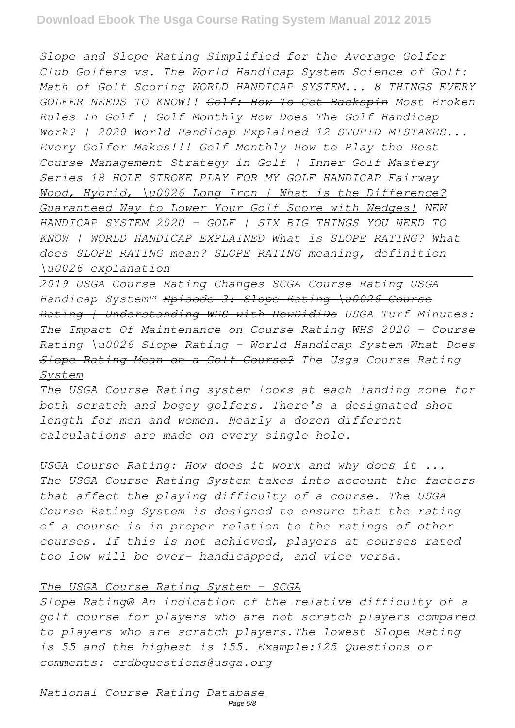*~~Slope and Slope Rating Simplified for the Average Golfer~~ Club Golfers vs. The World Handicap System Science of Golf: Math of Golf Scoring WORLD HANDICAP SYSTEM... 8 THINGS EVERY GOLFER NEEDS TO KNOW!! ~~Golf: How To Get Backspin~~ Most Broken Rules In Golf | Golf Monthly How Does The Golf Handicap Work? | 2020 World Handicap Explained 12 STUPID MISTAKES... Every Golfer Makes!!! Golf Monthly How to Play the Best Course Management Strategy in Golf | Inner Golf Mastery Series 18 HOLE STROKE PLAY FOR MY GOLF HANDICAP Fairway Wood, Hybrid, \u0026 Long Iron | What is the Difference? Guaranteed Way to Lower Your Golf Score with Wedges! NEW HANDICAP SYSTEM 2020 - GOLF | SIX BIG THINGS YOU NEED TO KNOW | WORLD HANDICAP EXPLAINED What is SLOPE RATING? What does SLOPE RATING mean? SLOPE RATING meaning, definition \u0026 explanation*

---

*2019 USGA Course Rating Changes SCGA Course Rating USGA Handicap System™ ~~Episode 3: Slope Rating \u0026 Course Rating | Understanding WHS with HowDidiDo~~ USGA Turf Minutes: The Impact Of Maintenance on Course Rating WHS 2020 - Course Rating \u0026 Slope Rating - World Handicap System ~~What Does Slope Rating Mean on a Golf Course?~~ The Usga Course Rating System*

*The USGA Course Rating system looks at each landing zone for both scratch and bogey golfers. There's a designated shot length for men and women. Nearly a dozen different calculations are made on every single hole.*

*USGA Course Rating: How does it work and why does it ...*

*The USGA Course Rating System takes into account the factors that affect the playing difficulty of a course. The USGA Course Rating System is designed to ensure that the rating of a course is in proper relation to the ratings of other courses. If this is not achieved, players at courses rated too low will be over- handicapped, and vice versa.*

*The USGA Course Rating System - SCGA*

*Slope Rating® An indication of the relative difficulty of a golf course for players who are not scratch players compared to players who are scratch players.The lowest Slope Rating is 55 and the highest is 155. Example:125 Questions or comments: crdbquestions@usga.org*

*National Course Rating Database*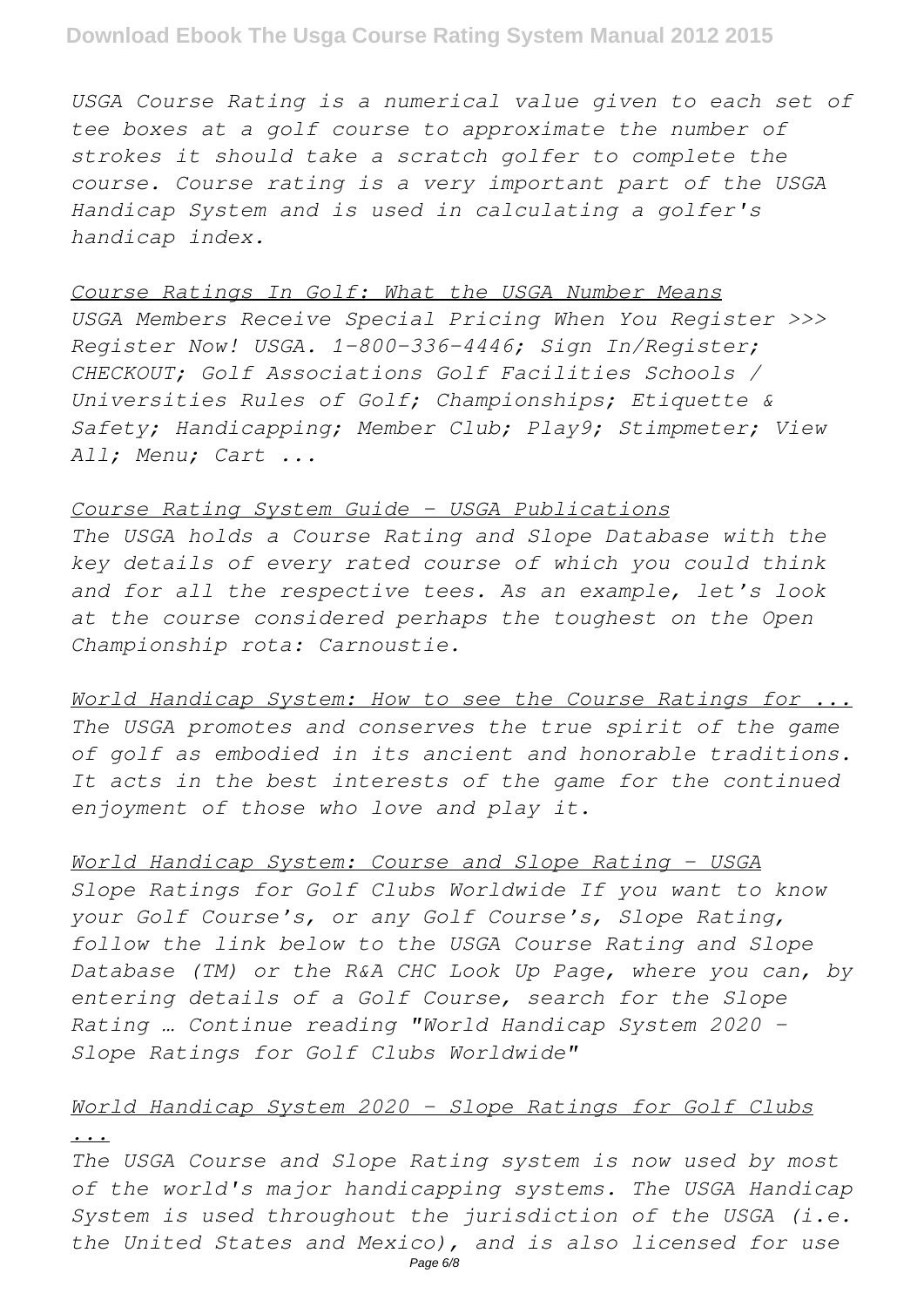*USGA Course Rating is a numerical value given to each set of tee boxes at a golf course to approximate the number of strokes it should take a scratch golfer to complete the course. Course rating is a very important part of the USGA Handicap System and is used in calculating a golfer's handicap index.*

*Course Ratings In Golf: What the USGA Number Means*

*USGA Members Receive Special Pricing When You Register >>> Register Now! USGA. 1-800-336-4446; Sign In/Register; CHECKOUT; Golf Associations Golf Facilities Schools / Universities Rules of Golf; Championships; Etiquette & Safety; Handicapping; Member Club; Play9; Stimpmeter; View All; Menu; Cart ...*

*Course Rating System Guide - USGA Publications*

*The USGA holds a Course Rating and Slope Database with the key details of every rated course of which you could think and for all the respective tees. As an example, let's look at the course considered perhaps the toughest on the Open Championship rota: Carnoustie.*

*World Handicap System: How to see the Course Ratings for ...*

*The USGA promotes and conserves the true spirit of the game of golf as embodied in its ancient and honorable traditions. It acts in the best interests of the game for the continued enjoyment of those who love and play it.*

*World Handicap System: Course and Slope Rating - USGA*

*Slope Ratings for Golf Clubs Worldwide If you want to know your Golf Course's, or any Golf Course's, Slope Rating, follow the link below to the USGA Course Rating and Slope Database (TM) or the R&A CHC Look Up Page, where you can, by entering details of a Golf Course, search for the Slope Rating … Continue reading "World Handicap System 2020 - Slope Ratings for Golf Clubs Worldwide"*

*World Handicap System 2020 - Slope Ratings for Golf Clubs ...*

*The USGA Course and Slope Rating system is now used by most of the world's major handicapping systems. The USGA Handicap System is used throughout the jurisdiction of the USGA (i.e. the United States and Mexico), and is also licensed for use*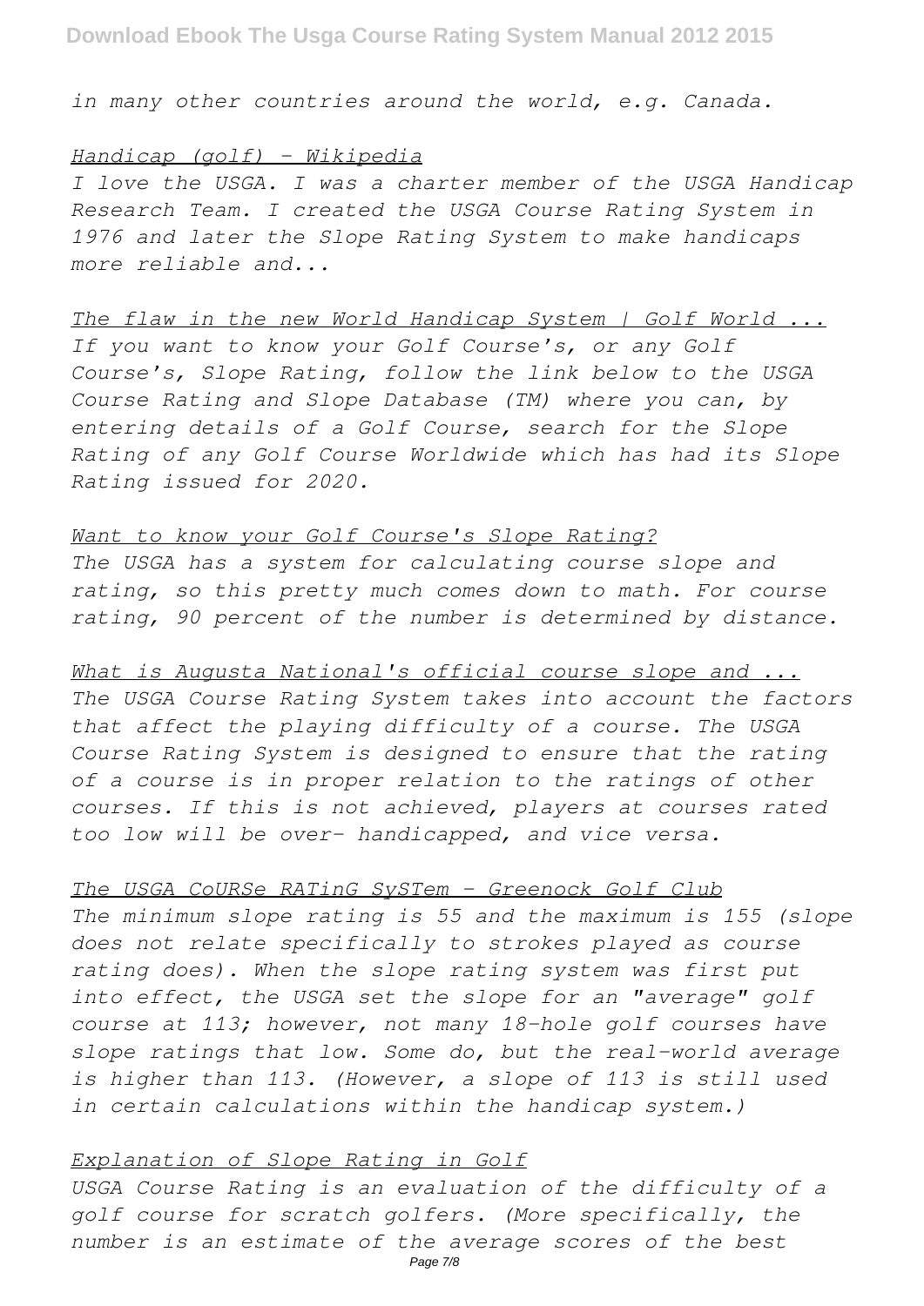*in many other countries around the world, e.g. Canada.*

*Handicap (golf) - Wikipedia*

*I love the USGA. I was a charter member of the USGA Handicap Research Team. I created the USGA Course Rating System in 1976 and later the Slope Rating System to make handicaps more reliable and...*

*The flaw in the new World Handicap System | Golf World ...*

*If you want to know your Golf Course's, or any Golf Course's, Slope Rating, follow the link below to the USGA Course Rating and Slope Database (TM) where you can, by entering details of a Golf Course, search for the Slope Rating of any Golf Course Worldwide which has had its Slope Rating issued for 2020.*

*Want to know your Golf Course's Slope Rating?*

*The USGA has a system for calculating course slope and rating, so this pretty much comes down to math. For course rating, 90 percent of the number is determined by distance.*

*What is Augusta National's official course slope and ...*

*The USGA Course Rating System takes into account the factors that affect the playing difficulty of a course. The USGA Course Rating System is designed to ensure that the rating of a course is in proper relation to the ratings of other courses. If this is not achieved, players at courses rated too low will be over- handicapped, and vice versa.*

*The USGA CoURSe RATinG SySTem - Greenock Golf Club*

*The minimum slope rating is 55 and the maximum is 155 (slope does not relate specifically to strokes played as course rating does). When the slope rating system was first put into effect, the USGA set the slope for an "average" golf course at 113; however, not many 18-hole golf courses have slope ratings that low. Some do, but the real-world average is higher than 113. (However, a slope of 113 is still used in certain calculations within the handicap system.)*

*Explanation of Slope Rating in Golf*

*USGA Course Rating is an evaluation of the difficulty of a golf course for scratch golfers. (More specifically, the number is an estimate of the average scores of the best*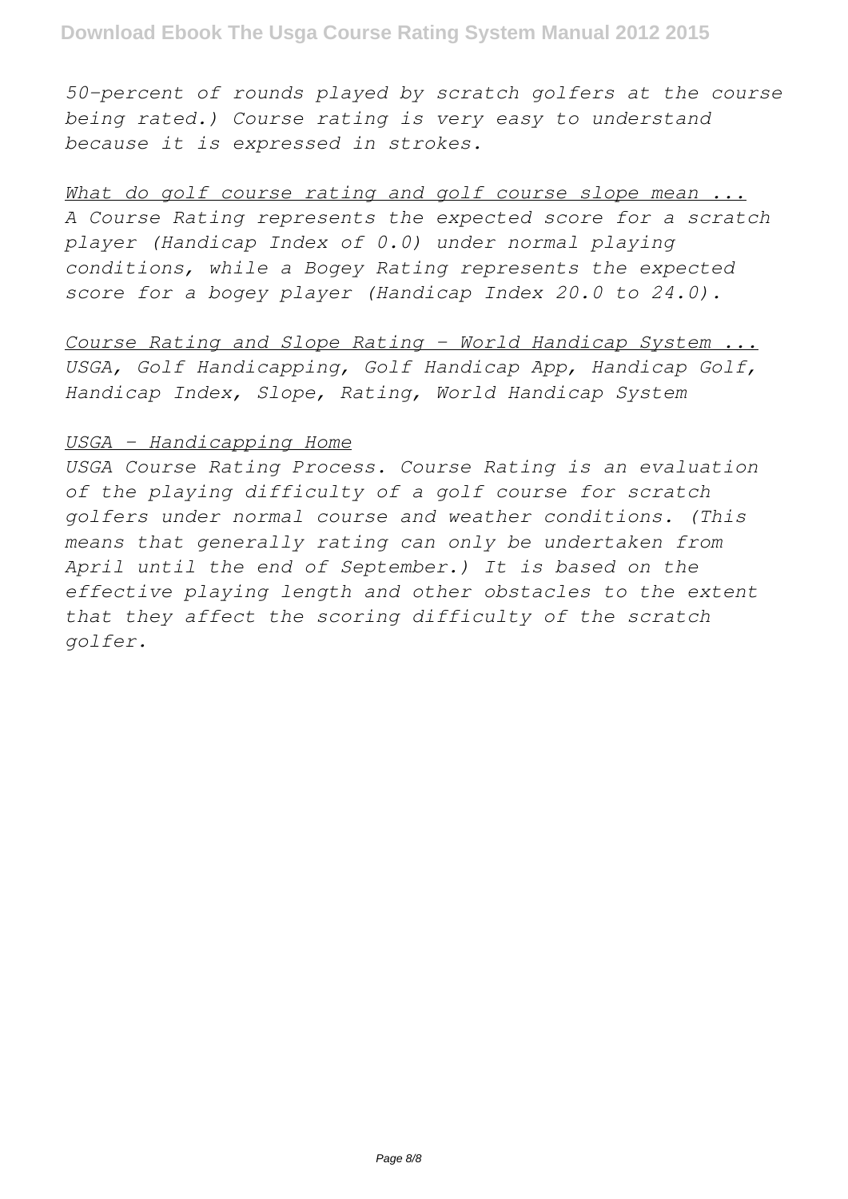*50-percent of rounds played by scratch golfers at the course being rated.) Course rating is very easy to understand because it is expressed in strokes.*

*What do golf course rating and golf course slope mean ...*
*A Course Rating represents the expected score for a scratch player (Handicap Index of 0.0) under normal playing conditions, while a Bogey Rating represents the expected score for a bogey player (Handicap Index 20.0 to 24.0).*

*Course Rating and Slope Rating - World Handicap System ...*
*USGA, Golf Handicapping, Golf Handicap App, Handicap Golf, Handicap Index, Slope, Rating, World Handicap System*

*USGA - Handicapping Home*
*USGA Course Rating Process. Course Rating is an evaluation of the playing difficulty of a golf course for scratch golfers under normal course and weather conditions. (This means that generally rating can only be undertaken from April until the end of September.) It is based on the effective playing length and other obstacles to the extent that they affect the scoring difficulty of the scratch golfer.*